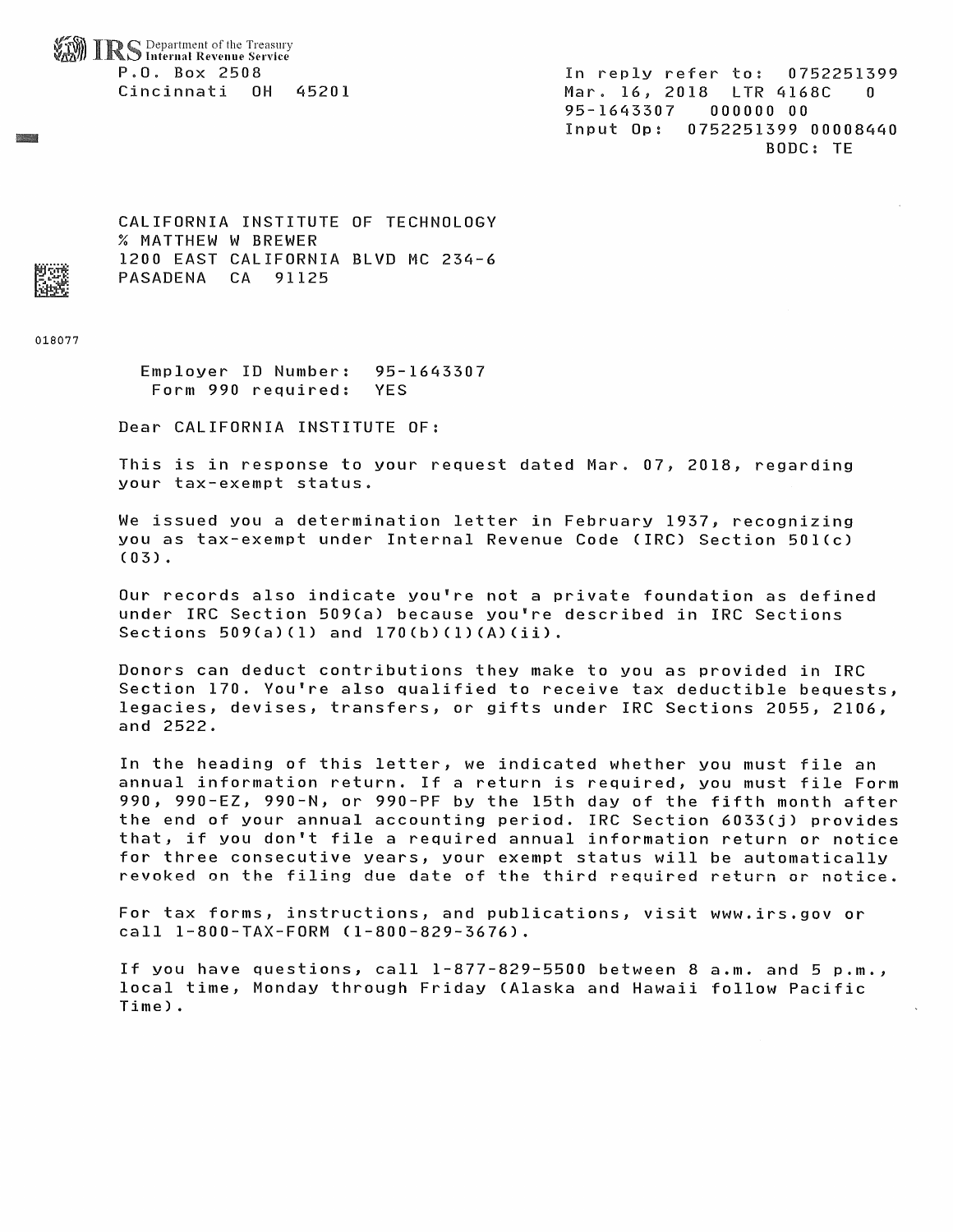IRS Department of the Treasury
Internal Revenue Service
P.O. Box 2508
Cincinnati OH 45201

In reply refer to: 0752251399
Mar. 16, 2018 LTR 4168C 0
95-1643307 000000 00
Input Op: 0752251399 00008440
BODC: TE

CALIFORNIA INSTITUTE OF TECHNOLOGY
% MATTHEW W BREWER
1200 EAST CALIFORNIA BLVD MC 234-6
PASADENA CA 91125

018077

Employer ID Number: 95-1643307
Form 990 required: YES

Dear CALIFORNIA INSTITUTE OF:

This is in response to your request dated Mar. 07, 2018, regarding your tax-exempt status.

We issued you a determination letter in February 1937, recognizing you as tax-exempt under Internal Revenue Code (IRC) Section 501(c) (03).

Our records also indicate you're not a private foundation as defined under IRC Section 509(a) because you're described in IRC Sections Sections 509(a)(1) and 170(b)(1)(A)(ii).

Donors can deduct contributions they make to you as provided in IRC Section 170. You're also qualified to receive tax deductible bequests, legacies, devises, transfers, or gifts under IRC Sections 2055, 2106, and 2522.

In the heading of this letter, we indicated whether you must file an annual information return. If a return is required, you must file Form 990, 990-EZ, 990-N, or 990-PF by the 15th day of the fifth month after the end of your annual accounting period. IRC Section 6033(j) provides that, if you don't file a required annual information return or notice for three consecutive years, your exempt status will be automatically revoked on the filing due date of the third required return or notice.

For tax forms, instructions, and publications, visit www.irs.gov or call 1-800-TAX-FORM (1-800-829-3676).

If you have questions, call 1-877-829-5500 between 8 a.m. and 5 p.m., local time, Monday through Friday (Alaska and Hawaii follow Pacific Time).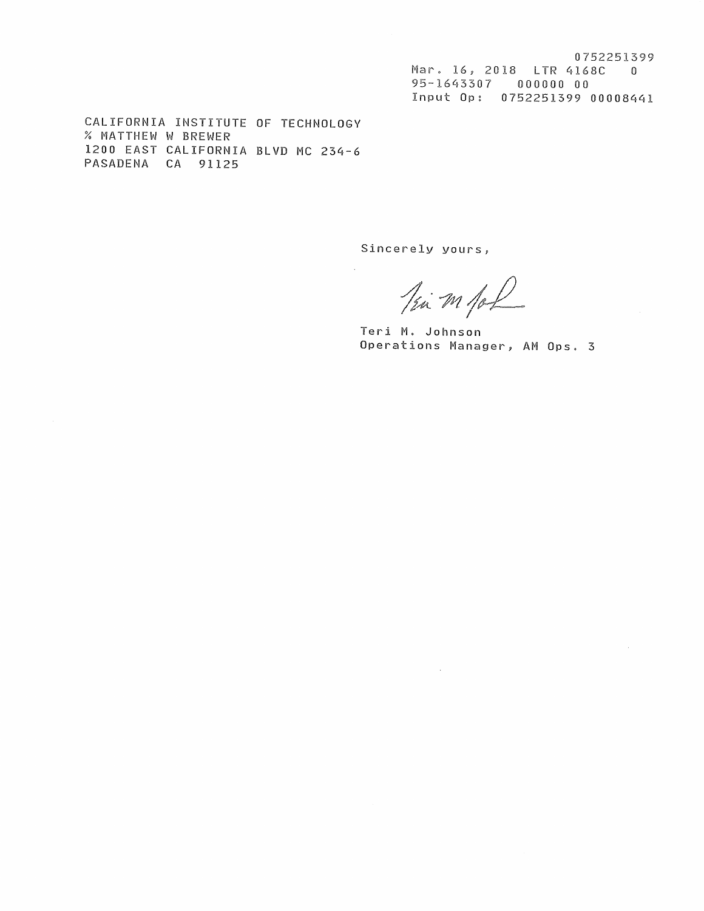0752251399
Mar. 16, 2018 LTR 4168C 0
95-1643307 000000 00
Input Op: 0752251399 00008441

CALIFORNIA INSTITUTE OF TECHNOLOGY
% MATTHEW W BREWER
1200 EAST CALIFORNIA BLVD MC 234-6
PASADENA CA 91125

Sincerely yours,

Teri M. Johnson
Operations Manager, AM Ops. 3